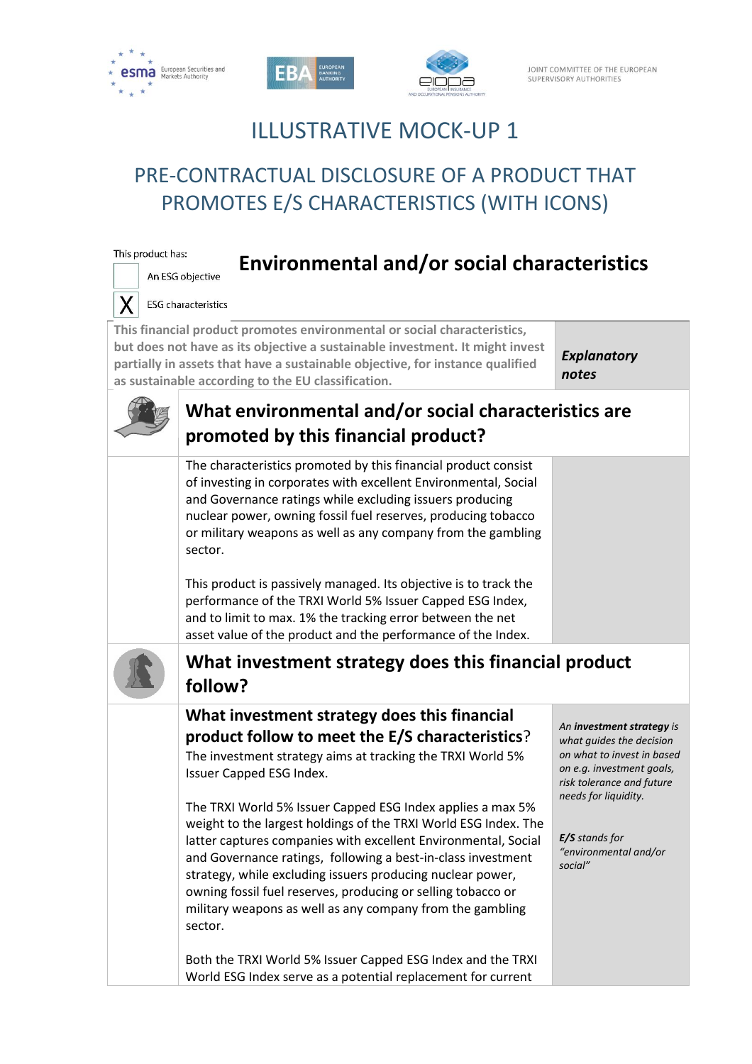JOINT COMMITTEE OF THE EUROPEAN SUPERVISORY AUTHORITIES

# ILLUSTRATIVE MOCK-UP 1

## PRE-CONTRACTUAL DISCLOSURE OF A PRODUCT THAT PROMOTES E/S CHARACTERISTICS (WITH ICONS)

This product has:

- [ ] An ESG objective
- [X] ESG characteristics

## Environmental and/or social characteristics

**This financial product promotes environmental or social characteristics, but does not have as its objective a sustainable investment. It might invest partially in assets that have a sustainable objective, for instance qualified as sustainable according to the EU classification.**

***Explanatory notes***

### What environmental and/or social characteristics are promoted by this financial product?

The characteristics promoted by this financial product consist of investing in corporates with excellent Environmental, Social and Governance ratings while excluding issuers producing nuclear power, owning fossil fuel reserves, producing tobacco or military weapons as well as any company from the gambling sector.

This product is passively managed. Its objective is to track the performance of the TRXI World 5% Issuer Capped ESG Index, and to limit to max. 1% the tracking error between the net asset value of the product and the performance of the Index.

### What investment strategy does this financial product follow?

#### What investment strategy does this financial product follow to meet the E/S characteristics?

The investment strategy aims at tracking the TRXI World 5% Issuer Capped ESG Index.

The TRXI World 5% Issuer Capped ESG Index applies a max 5% weight to the largest holdings of the TRXI World ESG Index. The latter captures companies with excellent Environmental, Social and Governance ratings, following a best-in-class investment strategy, while excluding issuers producing nuclear power, owning fossil fuel reserves, producing or selling tobacco or military weapons as well as any company from the gambling sector.

Both the TRXI World 5% Issuer Capped ESG Index and the TRXI World ESG Index serve as a potential replacement for current

*An **investment strategy** is what guides the decision on what to invest in based on e.g. investment goals, risk tolerance and future needs for liquidity.*

***E/S** stands for "environmental and/or social"*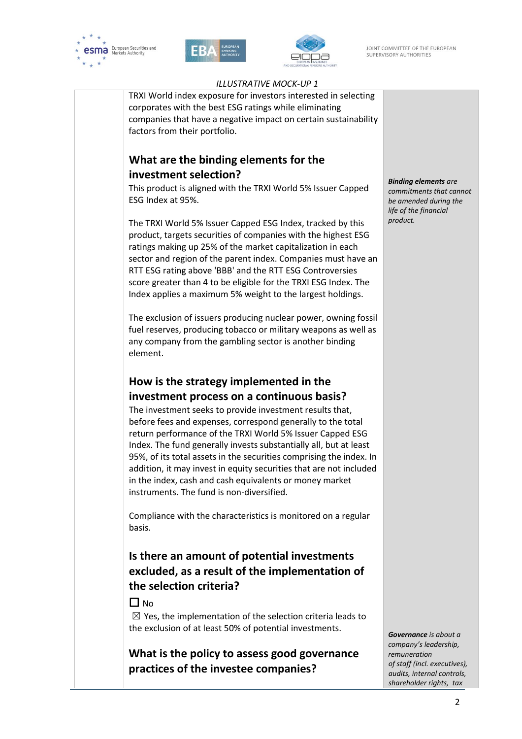*ILLUSTRATIVE MOCK-UP 1*

TRXI World index exposure for investors interested in selecting corporates with the best ESG ratings while eliminating companies that have a negative impact on certain sustainability factors from their portfolio.

## What are the binding elements for the investment selection?

This product is aligned with the TRXI World 5% Issuer Capped ESG Index at 95%.

The TRXI World 5% Issuer Capped ESG Index, tracked by this product, targets securities of companies with the highest ESG ratings making up 25% of the market capitalization in each sector and region of the parent index. Companies must have an RTT ESG rating above 'BBB' and the RTT ESG Controversies score greater than 4 to be eligible for the TRXI ESG Index. The Index applies a maximum 5% weight to the largest holdings.

The exclusion of issuers producing nuclear power, owning fossil fuel reserves, producing tobacco or military weapons as well as any company from the gambling sector is another binding element.

> ***Binding elements*** *are commitments that cannot be amended during the life of the financial product.*

## How is the strategy implemented in the investment process on a continuous basis?

The investment seeks to provide investment results that, before fees and expenses, correspond generally to the total return performance of the TRXI World 5% Issuer Capped ESG Index. The fund generally invests substantially all, but at least 95%, of its total assets in the securities comprising the index. In addition, it may invest in equity securities that are not included in the index, cash and cash equivalents or money market instruments. The fund is non-diversified.

Compliance with the characteristics is monitored on a regular basis.

## Is there an amount of potential investments excluded, as a result of the implementation of the selection criteria?

☐ No

☒ Yes, the implementation of the selection criteria leads to the exclusion of at least 50% of potential investments.

## What is the policy to assess good governance practices of the investee companies?

> ***Governance*** *is about a company's leadership, remuneration of staff (incl. executives), audits, internal controls, shareholder rights, tax*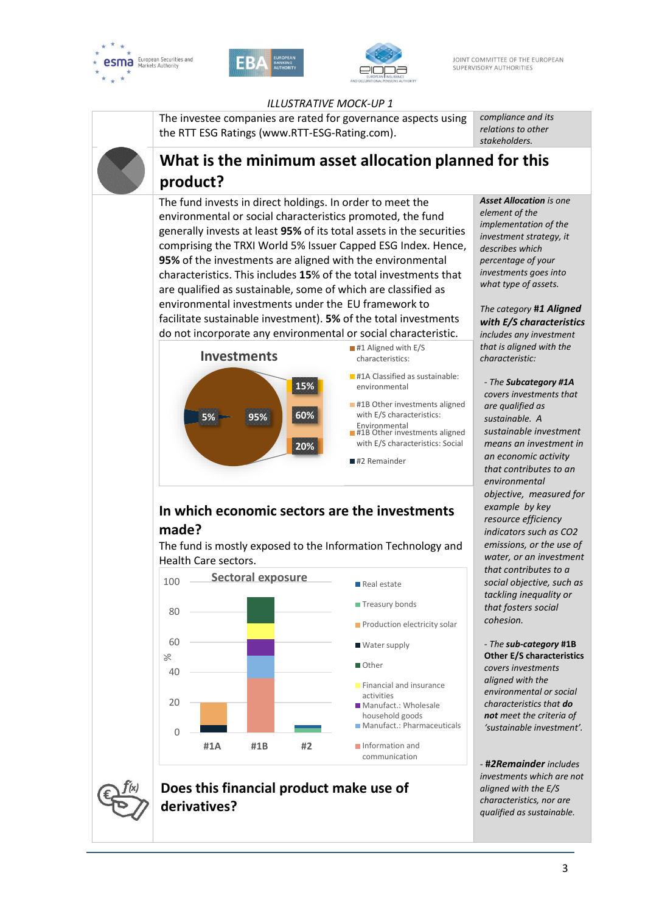*ILLUSTRATIVE MOCK-UP 1*

The investee companies are rated for governance aspects using the RTT ESG Ratings (www.RTT-ESG-Rating.com).

*compliance and its relations to other stakeholders.*

## What is the minimum asset allocation planned for this product?

The fund invests in direct holdings. In order to meet the environmental or social characteristics promoted, the fund generally invests at least **95%** of its total assets in the securities comprising the TRXI World 5% Issuer Capped ESG Index. Hence, **95%** of the investments are aligned with the environmental characteristics. This includes **15%** of the total investments that are qualified as sustainable, some of which are classified as environmental investments under the EU framework to facilitate sustainable investment. **5%** of the total investments do not incorporate any environmental or social characteristic.

**Investments**

- #1 Aligned with E/S characteristics: 95%
  - #1A Classified as sustainable: environmental: 15%
  - #1B Other investments aligned with E/S characteristics: Environmental: 60%
  - #1B Other investments aligned with E/S characteristics: Social: 20%
- #2 Remainder: 5%

### In which economic sectors are the investments made?

The fund is mostly exposed to the Information Technology and Health Care sectors.

**Sectoral exposure**

Chart categories: #1A, #1B, #2 (y-axis: %, 0–100)

Legend: Real estate; Treasury bonds; Production electricity solar; Water supply; Other; Financial and insurance activities; Manufact.: Wholesale household goods; Manufact.: Pharmaceuticals; Information and communication

## Does this financial product make use of derivatives?

***Asset Allocation*** *is one element of the implementation of the investment strategy, it describes which percentage of your investments goes into what type of assets.*

*The category* ***#1 Aligned with E/S characteristics*** *includes any investment that is aligned with the characteristic:*

*- The* ***Subcategory #1A*** *covers investments that are qualified as sustainable. A sustainable investment means an investment in an economic activity that contributes to an environmental objective, measured for example by key resource efficiency indicators such as $CO_2$ emissions, or the use of water, or an investment that contributes to a social objective, such as tackling inequality or that fosters social cohesion.*

*- The* ***sub-category #1B Other E/S characteristics*** *covers investments aligned with the environmental or social characteristics that* ***do not*** *meet the criteria of 'sustainable investment'.*

*-* ***#2Remainder*** *includes investments which are not aligned with the E/S characteristics, nor are qualified as sustainable.*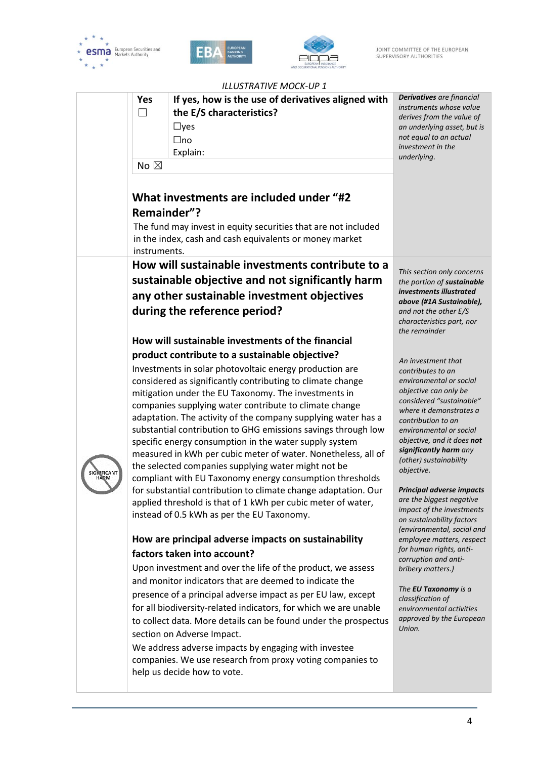ILLUSTRATIVE MOCK-UP 1

| Yes ☐ | If yes, how is the use of derivatives aligned with the E/S characteristics? |
|---|---|
| | ☐yes |
| | ☐no |
| | Explain: |
| No ☒ | |

*Derivatives are financial instruments whose value derives from the value of an underlying asset, but is not equal to an actual investment in the underlying.*

## What investments are included under "#2 Remainder"?

The fund may invest in equity securities that are not included in the index, cash and cash equivalents or money market instruments.

## How will sustainable investments contribute to a sustainable objective and not significantly harm any other sustainable investment objectives during the reference period?

*This section only concerns the portion of **sustainable investments illustrated above (#1A Sustainable),** and not the other E/S characteristics part, nor the remainder*

SIGNIFICANT HARM

### How will sustainable investments of the financial product contribute to a sustainable objective?

Investments in solar photovoltaic energy production are considered as significantly contributing to climate change mitigation under the EU Taxonomy. The investments in companies supplying water contribute to climate change adaptation. The activity of the company supplying water has a substantial contribution to GHG emissions savings through low specific energy consumption in the water supply system measured in kWh per cubic meter of water. Nonetheless, all of the selected companies supplying water might not be compliant with EU Taxonomy energy consumption thresholds for substantial contribution to climate change adaptation. Our applied threshold is that of 1 kWh per cubic meter of water, instead of 0.5 kWh as per the EU Taxonomy.

*An investment that contributes to an environmental or social objective can only be considered "sustainable" where it demonstrates a contribution to an environmental or social objective, and it does **not significantly harm** any (other) sustainability objective.*

### How are principal adverse impacts on sustainability factors taken into account?

Upon investment and over the life of the product, we assess and monitor indicators that are deemed to indicate the presence of a principal adverse impact as per EU law, except for all biodiversity-related indicators, for which we are unable to collect data. More details can be found under the prospectus section on Adverse Impact.

We address adverse impacts by engaging with investee companies. We use research from proxy voting companies to help us decide how to vote.

***Principal adverse impacts** are the biggest negative impact of the investments on sustainability factors (environmental, social and employee matters, respect for human rights, anti-corruption and anti-bribery matters.)*

*The **EU Taxonomy** is a classification of environmental activities approved by the European Union.*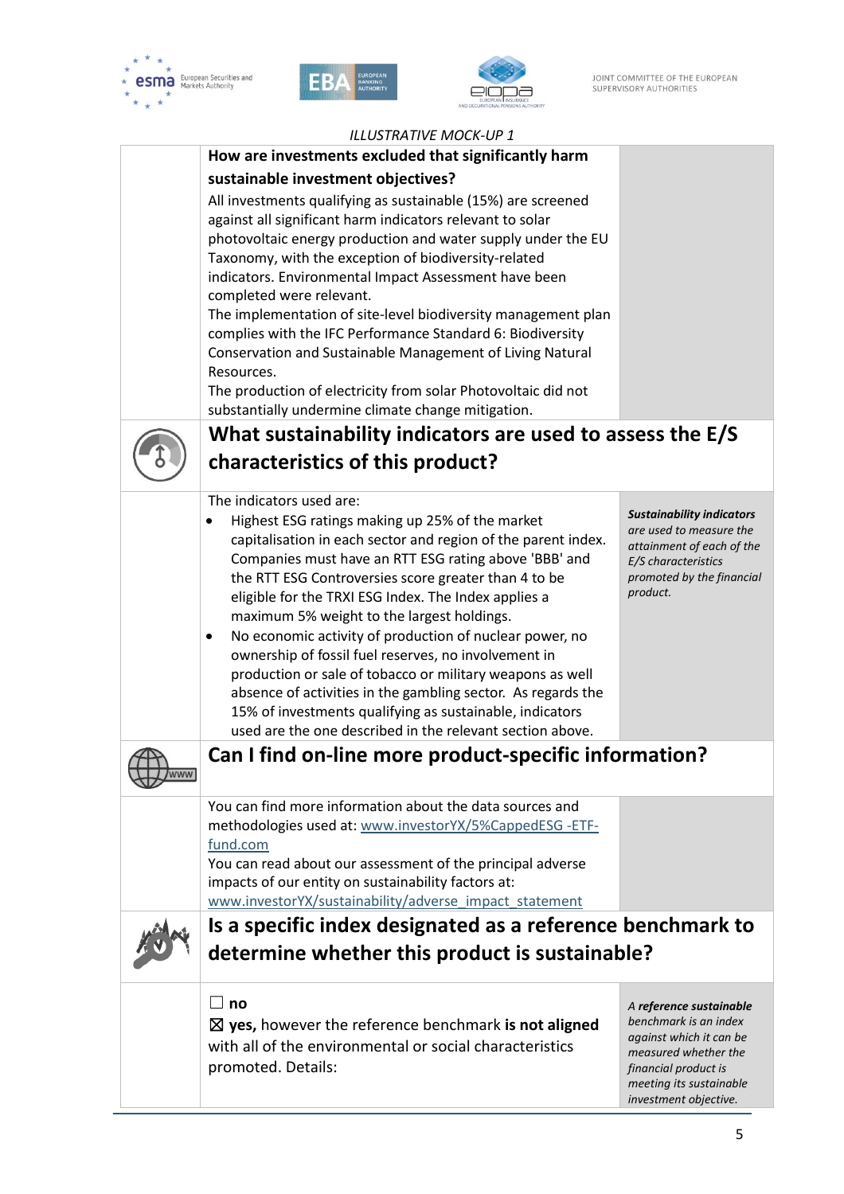*ILLUSTRATIVE MOCK-UP 1*

**How are investments excluded that significantly harm sustainable investment objectives?**

All investments qualifying as sustainable (15%) are screened against all significant harm indicators relevant to solar photovoltaic energy production and water supply under the EU Taxonomy, with the exception of biodiversity-related indicators. Environmental Impact Assessment have been completed were relevant.

The implementation of site-level biodiversity management plan complies with the IFC Performance Standard 6: Biodiversity Conservation and Sustainable Management of Living Natural Resources.

The production of electricity from solar Photovoltaic did not substantially undermine climate change mitigation.

## What sustainability indicators are used to assess the E/S characteristics of this product?

The indicators used are:

- Highest ESG ratings making up 25% of the market capitalisation in each sector and region of the parent index. Companies must have an RTT ESG rating above 'BBB' and the RTT ESG Controversies score greater than 4 to be eligible for the TRXI ESG Index. The Index applies a maximum 5% weight to the largest holdings.
- No economic activity of production of nuclear power, no ownership of fossil fuel reserves, no involvement in production or sale of tobacco or military weapons as well absence of activities in the gambling sector. As regards the 15% of investments qualifying as sustainable, indicators used are the one described in the relevant section above.

***Sustainability indicators*** *are used to measure the attainment of each of the E/S characteristics promoted by the financial product.*

## Can I find on-line more product-specific information?

You can find more information about the data sources and methodologies used at: www.investorYX/5%CappedESG -ETF-fund.com

You can read about our assessment of the principal adverse impacts of our entity on sustainability factors at: www.investorYX/sustainability/adverse_impact_statement

## Is a specific index designated as a reference benchmark to determine whether this product is sustainable?

☐ **no**

☒ **yes,** however the reference benchmark **is not aligned** with all of the environmental or social characteristics promoted. Details:

*A* ***reference sustainable*** *benchmark is an index against which it can be measured whether the financial product is meeting its sustainable investment objective.*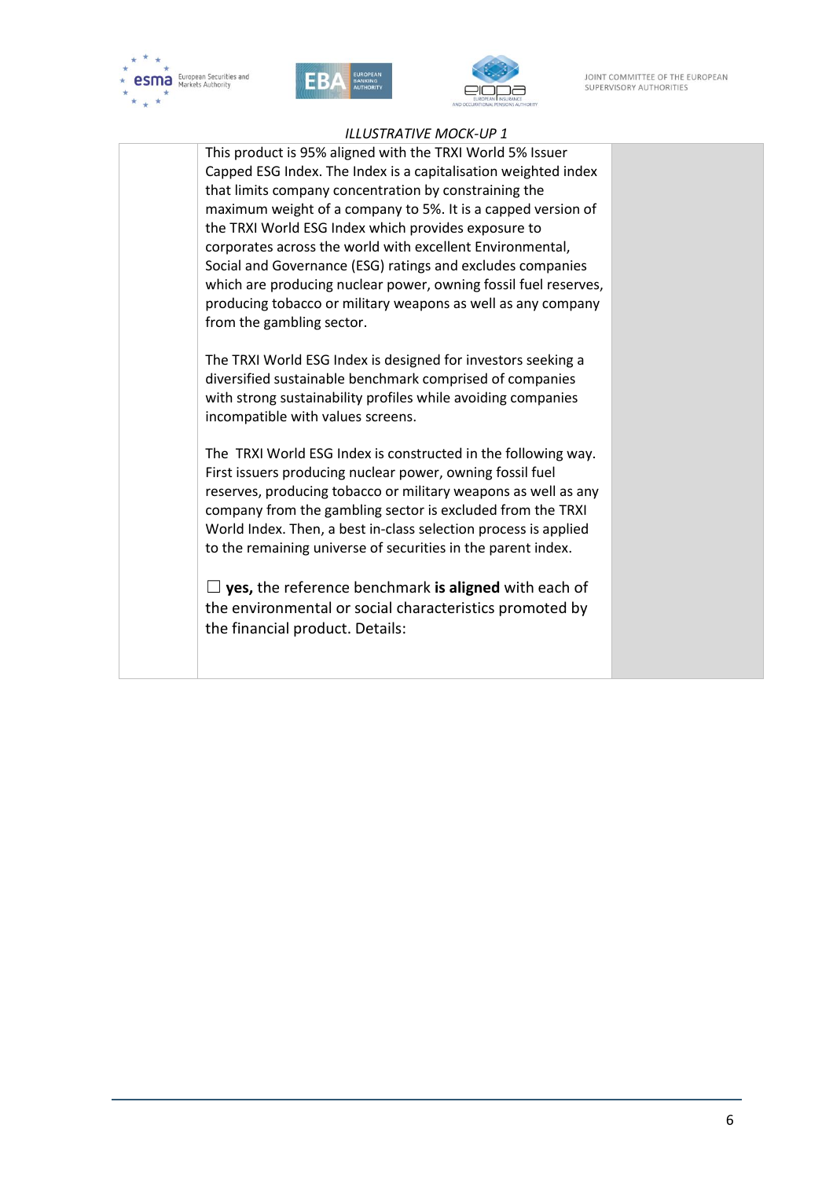*ILLUSTRATIVE MOCK-UP 1*

| | | |
|---|---|---|
| | This product is 95% aligned with the TRXI World 5% Issuer Capped ESG Index. The Index is a capitalisation weighted index that limits company concentration by constraining the maximum weight of a company to 5%. It is a capped version of the TRXI World ESG Index which provides exposure to corporates across the world with excellent Environmental, Social and Governance (ESG) ratings and excludes companies which are producing nuclear power, owning fossil fuel reserves, producing tobacco or military weapons as well as any company from the gambling sector.<br><br>The TRXI World ESG Index is designed for investors seeking a diversified sustainable benchmark comprised of companies with strong sustainability profiles while avoiding companies incompatible with values screens.<br><br>The TRXI World ESG Index is constructed in the following way. First issuers producing nuclear power, owning fossil fuel reserves, producing tobacco or military weapons as well as any company from the gambling sector is excluded from the TRXI World Index. Then, a best in-class selection process is applied to the remaining universe of securities in the parent index.<br><br>☐ **yes,** the reference benchmark **is aligned** with each of the environmental or social characteristics promoted by the financial product. Details: | |